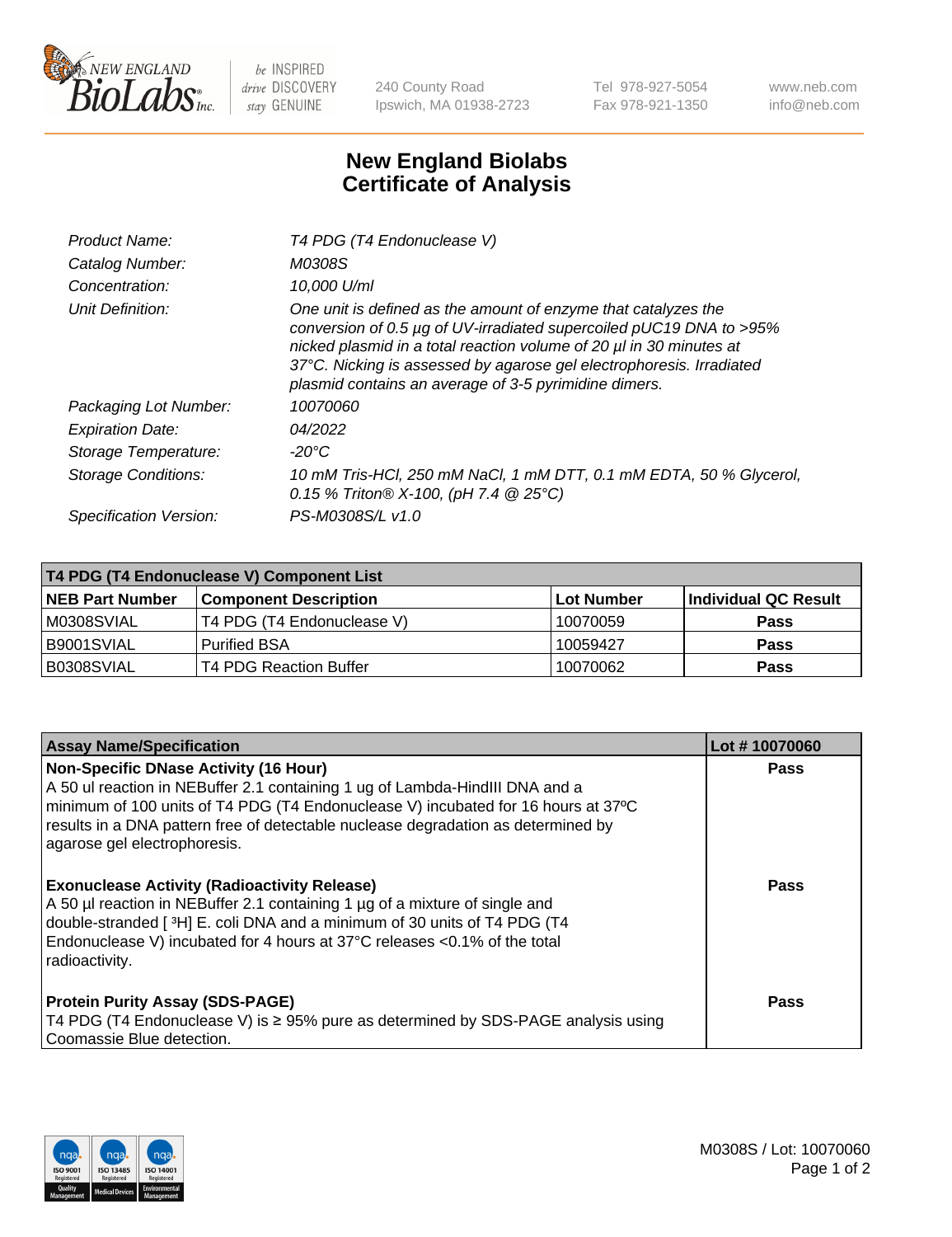# New England Biolabs
# Certificate of Analysis

| | |
|---|---|
| *Product Name:* | *T4 PDG (T4 Endonuclease V)* |
| *Catalog Number:* | *M0308S* |
| *Concentration:* | *10,000 U/ml* |
| *Unit Definition:* | *One unit is defined as the amount of enzyme that catalyzes the conversion of 0.5 µg of UV-irradiated supercoiled pUC19 DNA to >95% nicked plasmid in a total reaction volume of 20 µl in 30 minutes at 37°C. Nicking is assessed by agarose gel electrophoresis. Irradiated plasmid contains an average of 3-5 pyrimidine dimers.* |
| *Packaging Lot Number:* | *10070060* |
| *Expiration Date:* | *04/2022* |
| *Storage Temperature:* | *-20°C* |
| *Storage Conditions:* | *10 mM Tris-HCl, 250 mM NaCl, 1 mM DTT, 0.1 mM EDTA, 50 % Glycerol, 0.15 % Triton® X-100, (pH 7.4 @ 25°C)* |
| *Specification Version:* | *PS-M0308S/L v1.0* |

| T4 PDG (T4 Endonuclease V) Component List | | | |
|---|---|---|---|
| **NEB Part Number** | **Component Description** | **Lot Number** | **Individual QC Result** |
| M0308SVIAL | T4 PDG (T4 Endonuclease V) | 10070059 | **Pass** |
| B9001SVIAL | Purified BSA | 10059427 | **Pass** |
| B0308SVIAL | T4 PDG Reaction Buffer | 10070062 | **Pass** |

| Assay Name/Specification | Lot # 10070060 |
|---|---|
| **Non-Specific DNase Activity (16 Hour)**<br>A 50 ul reaction in NEBuffer 2.1 containing 1 ug of Lambda-HindIII DNA and a minimum of 100 units of T4 PDG (T4 Endonuclease V) incubated for 16 hours at 37ºC results in a DNA pattern free of detectable nuclease degradation as determined by agarose gel electrophoresis. | **Pass** |
| **Exonuclease Activity (Radioactivity Release)**<br>A 50 µl reaction in NEBuffer 2.1 containing 1 µg of a mixture of single and double-stranded [ $^3$H] E. coli DNA and a minimum of 30 units of T4 PDG (T4 Endonuclease V) incubated for 4 hours at 37°C releases <0.1% of the total radioactivity. | **Pass** |
| **Protein Purity Assay (SDS-PAGE)**<br>T4 PDG (T4 Endonuclease V) is ≥ 95% pure as determined by SDS-PAGE analysis using Coomassie Blue detection. | **Pass** |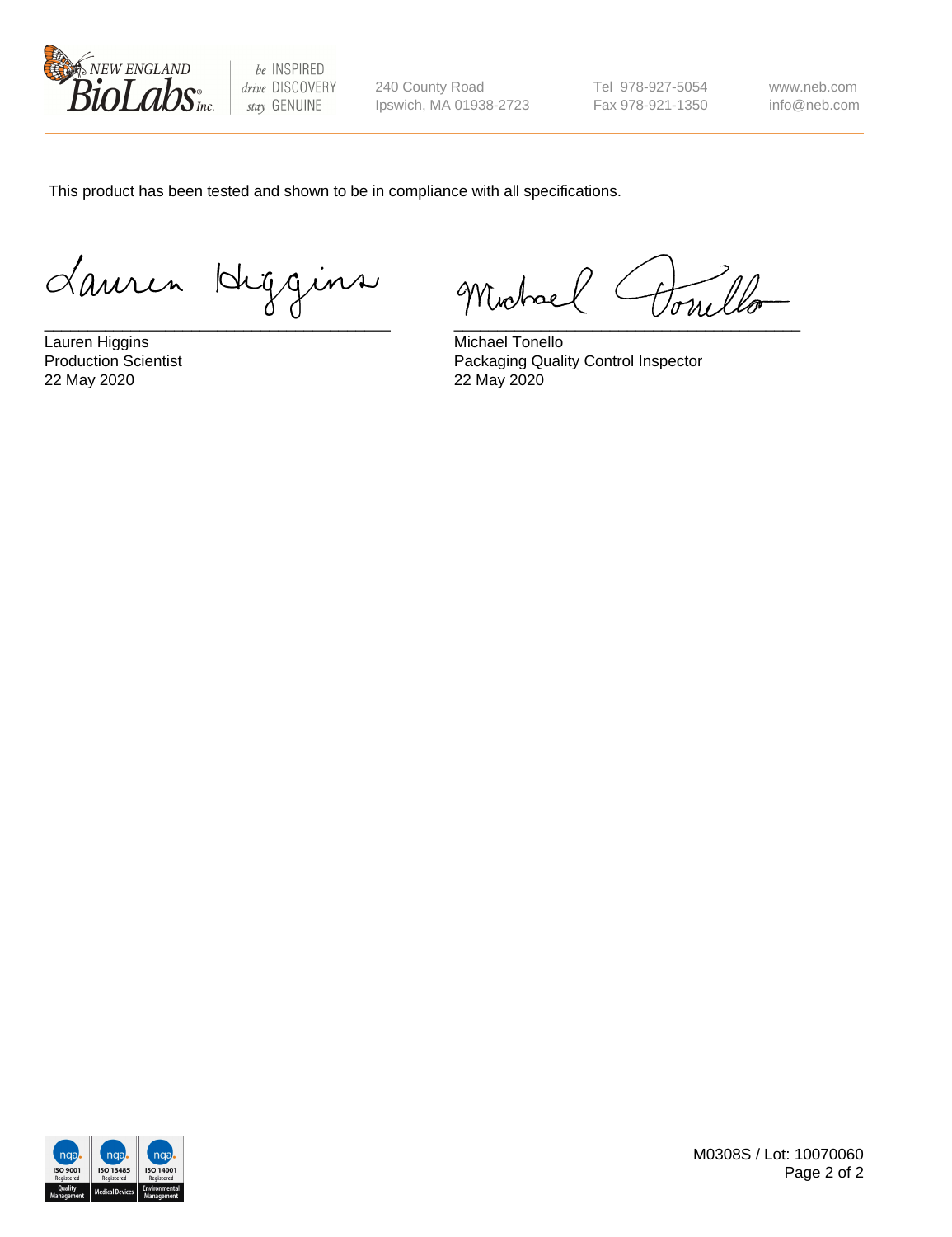NEW ENGLAND BioLabs Inc. — be INSPIRED drive DISCOVERY stay GENUINE

240 County Road
Ipswich, MA 01938-2723

Tel 978-927-5054
Fax 978-921-1350

www.neb.com
info@neb.com

This product has been tested and shown to be in compliance with all specifications.

Lauren Higgins
Production Scientist
22 May 2020

Michael Tonello
Packaging Quality Control Inspector
22 May 2020

M0308S / Lot: 10070060